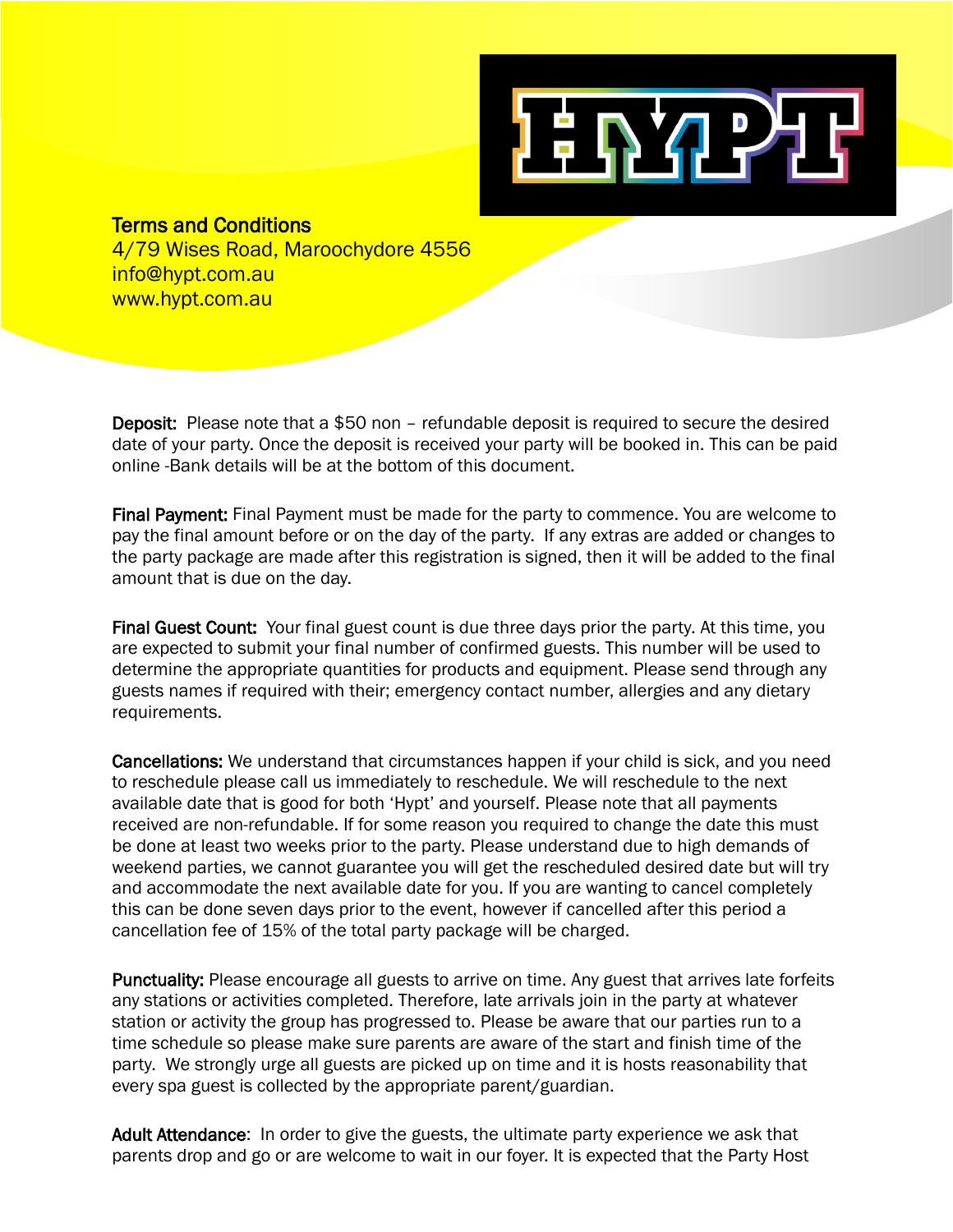HYPT

# Terms and Conditions

4/79 Wises Road, Maroochydore 4556
info@hypt.com.au
www.hypt.com.au

**Deposit:** Please note that a $50 non – refundable deposit is required to secure the desired date of your party. Once the deposit is received your party will be booked in. This can be paid online -Bank details will be at the bottom of this document.

**Final Payment:** Final Payment must be made for the party to commence. You are welcome to pay the final amount before or on the day of the party. If any extras are added or changes to the party package are made after this registration is signed, then it will be added to the final amount that is due on the day.

**Final Guest Count:** Your final guest count is due three days prior the party. At this time, you are expected to submit your final number of confirmed guests. This number will be used to determine the appropriate quantities for products and equipment. Please send through any guests names if required with their; emergency contact number, allergies and any dietary requirements.

**Cancellations:** We understand that circumstances happen if your child is sick, and you need to reschedule please call us immediately to reschedule. We will reschedule to the next available date that is good for both 'Hypt' and yourself. Please note that all payments received are non-refundable. If for some reason you required to change the date this must be done at least two weeks prior to the party. Please understand due to high demands of weekend parties, we cannot guarantee you will get the rescheduled desired date but will try and accommodate the next available date for you. If you are wanting to cancel completely this can be done seven days prior to the event, however if cancelled after this period a cancellation fee of 15% of the total party package will be charged.

**Punctuality:** Please encourage all guests to arrive on time. Any guest that arrives late forfeits any stations or activities completed. Therefore, late arrivals join in the party at whatever station or activity the group has progressed to. Please be aware that our parties run to a time schedule so please make sure parents are aware of the start and finish time of the party. We strongly urge all guests are picked up on time and it is hosts reasonability that every spa guest is collected by the appropriate parent/guardian.

**Adult Attendance**: In order to give the guests, the ultimate party experience we ask that parents drop and go or are welcome to wait in our foyer. It is expected that the Party Host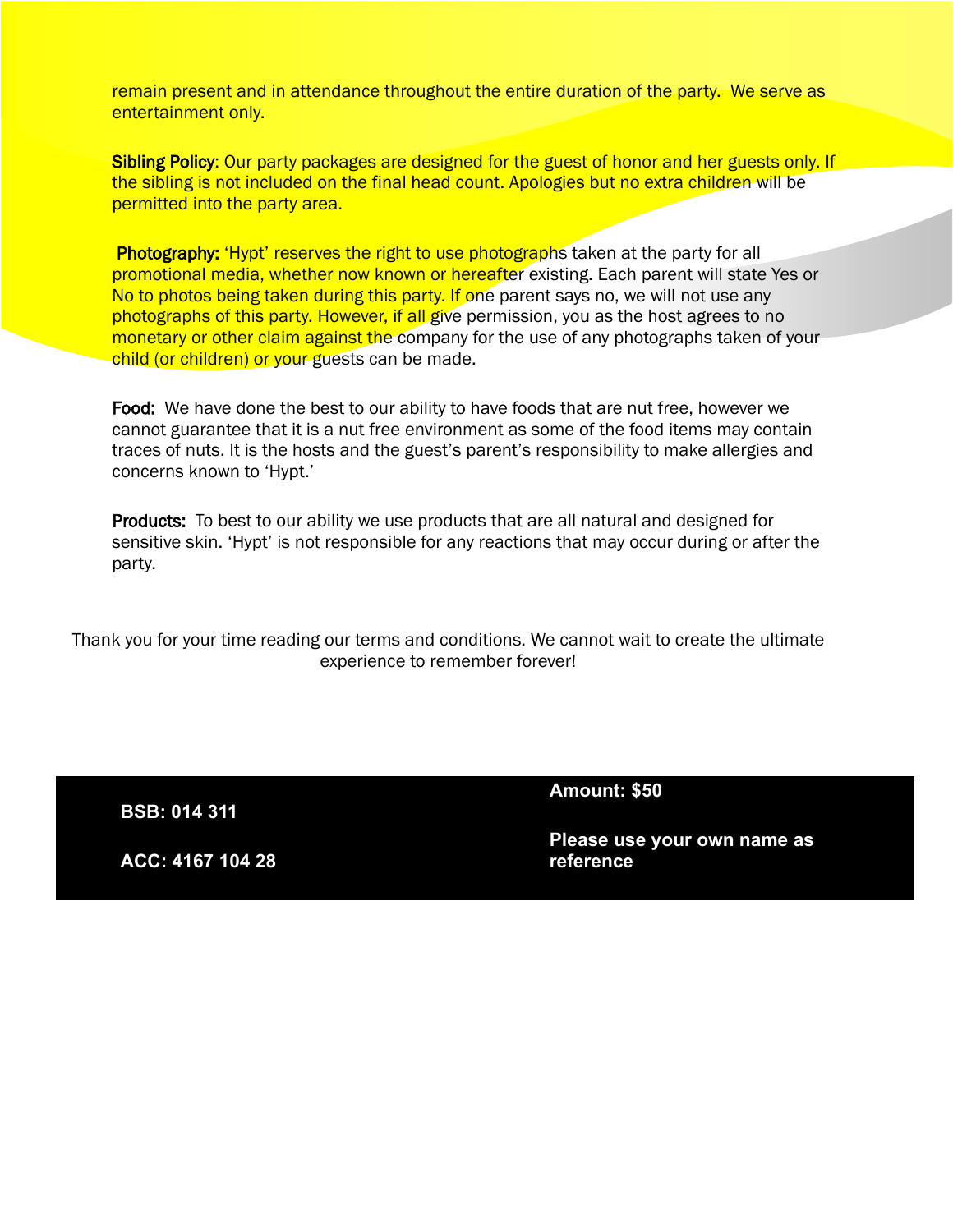remain present and in attendance throughout the entire duration of the party.  We serve as entertainment only.

**Sibling Policy**: Our party packages are designed for the guest of honor and her guests only. If the sibling is not included on the final head count. Apologies but no extra children will be permitted into the party area.

**Photography:** 'Hypt' reserves the right to use photographs taken at the party for all promotional media, whether now known or hereafter existing. Each parent will state Yes or No to photos being taken during this party. If one parent says no, we will not use any photographs of this party. However, if all give permission, you as the host agrees to no monetary or other claim against the company for the use of any photographs taken of your child (or children) or your guests can be made.

**Food:** We have done the best to our ability to have foods that are nut free, however we cannot guarantee that it is a nut free environment as some of the food items may contain traces of nuts. It is the hosts and the guest's parent's responsibility to make allergies and concerns known to 'Hypt.'

**Products:** To best to our ability we use products that are all natural and designed for sensitive skin. 'Hypt' is not responsible for any reactions that may occur during or after the party.

Thank you for your time reading our terms and conditions. We cannot wait to create the ultimate experience to remember forever!

| | |
|---|---|
| **BSB: 014 311** | **Amount: $50** |
| **ACC: 4167 104 28** | **Please use your own name as reference** |